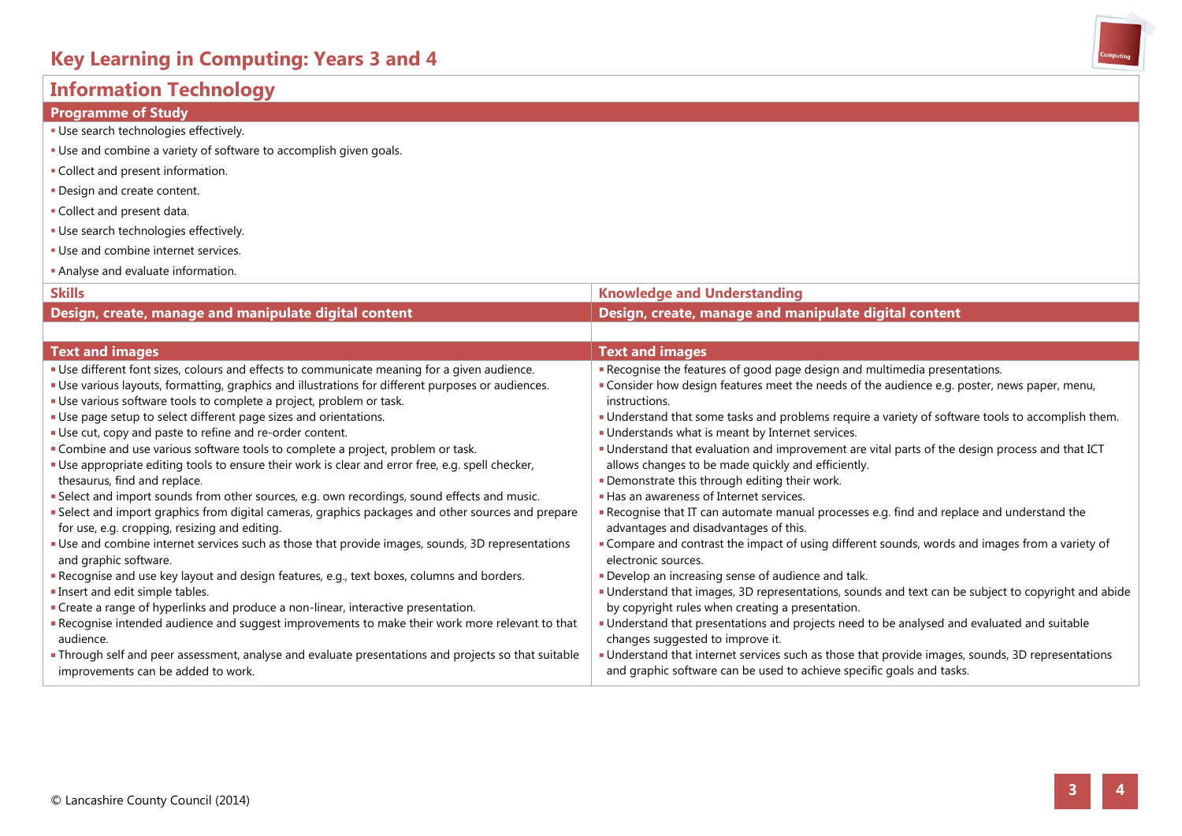# Key Learning in Computing: Years 3 and 4

## Information Technology

### Programme of Study

- Use search technologies effectively.
- Use and combine a variety of software to accomplish given goals.
- Collect and present information.
- Design and create content.
- Collect and present data.
- Use search technologies effectively.
- Use and combine internet services.
- Analyse and evaluate information.

| Skills | Knowledge and Understanding |
|---|---|
| **Design, create, manage and manipulate digital content** | **Design, create, manage and manipulate digital content** |
| **Text and images** | **Text and images** |
| ▪ Use different font sizes, colours and effects to communicate meaning for a given audience.<br>▪ Use various layouts, formatting, graphics and illustrations for different purposes or audiences.<br>▪ Use various software tools to complete a project, problem or task.<br>▪ Use page setup to select different page sizes and orientations.<br>▪ Use cut, copy and paste to refine and re-order content.<br>▪ Combine and use various software tools to complete a project, problem or task.<br>▪ Use appropriate editing tools to ensure their work is clear and error free, e.g. spell checker, thesaurus, find and replace.<br>▪ Select and import sounds from other sources, e.g. own recordings, sound effects and music.<br>▪ Select and import graphics from digital cameras, graphics packages and other sources and prepare for use, e.g. cropping, resizing and editing.<br>▪ Use and combine internet services such as those that provide images, sounds, 3D representations and graphic software.<br>▪ Recognise and use key layout and design features, e.g., text boxes, columns and borders.<br>▪ Insert and edit simple tables.<br>▪ Create a range of hyperlinks and produce a non-linear, interactive presentation.<br>▪ Recognise intended audience and suggest improvements to make their work more relevant to that audience.<br>▪ Through self and peer assessment, analyse and evaluate presentations and projects so that suitable improvements can be added to work. | ▪ Recognise the features of good page design and multimedia presentations.<br>▪ Consider how design features meet the needs of the audience e.g. poster, news paper, menu, instructions.<br>▪ Understand that some tasks and problems require a variety of software tools to accomplish them.<br>▪ Understands what is meant by Internet services.<br>▪ Understand that evaluation and improvement are vital parts of the design process and that ICT allows changes to be made quickly and efficiently.<br>▪ Demonstrate this through editing their work.<br>▪ Has an awareness of Internet services.<br>▪ Recognise that IT can automate manual processes e.g. find and replace and understand the advantages and disadvantages of this.<br>▪ Compare and contrast the impact of using different sounds, words and images from a variety of electronic sources.<br>▪ Develop an increasing sense of audience and talk.<br>▪ Understand that images, 3D representations, sounds and text can be subject to copyright and abide by copyright rules when creating a presentation.<br>▪ Understand that presentations and projects need to be analysed and evaluated and suitable changes suggested to improve it.<br>▪ Understand that internet services such as those that provide images, sounds, 3D representations and graphic software can be used to achieve specific goals and tasks. |

© Lancashire County Council (2014)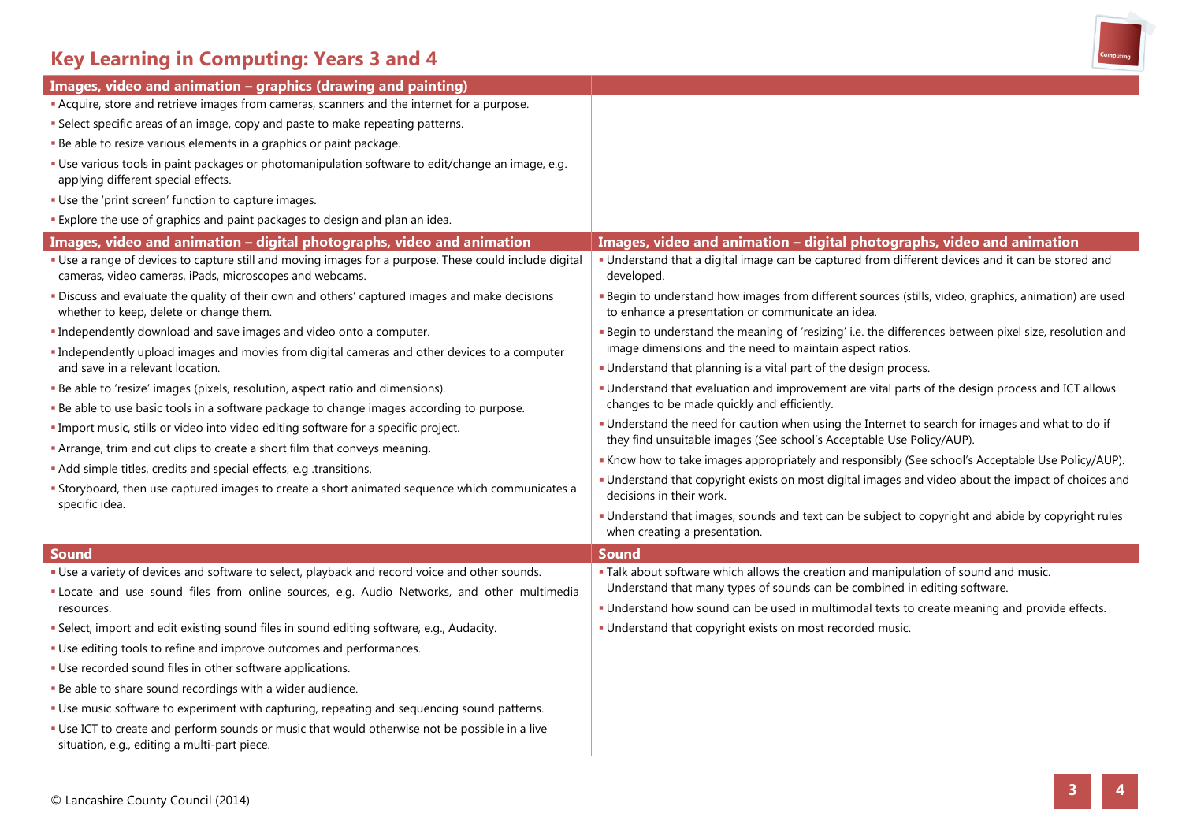# Key Learning in Computing: Years 3 and 4

| Images, video and animation – graphics (drawing and painting) | |
|---|---|
| ▪ Acquire, store and retrieve images from cameras, scanners and the internet for a purpose.<br>▪ Select specific areas of an image, copy and paste to make repeating patterns.<br>▪ Be able to resize various elements in a graphics or paint package.<br>▪ Use various tools in paint packages or photomanipulation software to edit/change an image, e.g. applying different special effects.<br>▪ Use the 'print screen' function to capture images.<br>▪ Explore the use of graphics and paint packages to design and plan an idea. | |
| **Images, video and animation – digital photographs, video and animation** | **Images, video and animation – digital photographs, video and animation** |
| ▪ Use a range of devices to capture still and moving images for a purpose. These could include digital cameras, video cameras, iPads, microscopes and webcams.<br>▪ Discuss and evaluate the quality of their own and others' captured images and make decisions whether to keep, delete or change them.<br>▪ Independently download and save images and video onto a computer.<br>▪ Independently upload images and movies from digital cameras and other devices to a computer and save in a relevant location.<br>▪ Be able to 'resize' images (pixels, resolution, aspect ratio and dimensions).<br>▪ Be able to use basic tools in a software package to change images according to purpose.<br>▪ Import music, stills or video into video editing software for a specific project.<br>▪ Arrange, trim and cut clips to create a short film that conveys meaning.<br>▪ Add simple titles, credits and special effects, e.g .transitions.<br>▪ Storyboard, then use captured images to create a short animated sequence which communicates a specific idea. | ▪ Understand that a digital image can be captured from different devices and it can be stored and developed.<br>▪ Begin to understand how images from different sources (stills, video, graphics, animation) are used to enhance a presentation or communicate an idea.<br>▪ Begin to understand the meaning of 'resizing' i.e. the differences between pixel size, resolution and image dimensions and the need to maintain aspect ratios.<br>▪ Understand that planning is a vital part of the design process.<br>▪ Understand that evaluation and improvement are vital parts of the design process and ICT allows changes to be made quickly and efficiently.<br>▪ Understand the need for caution when using the Internet to search for images and what to do if they find unsuitable images (See school's Acceptable Use Policy/AUP).<br>▪ Know how to take images appropriately and responsibly (See school's Acceptable Use Policy/AUP).<br>▪ Understand that copyright exists on most digital images and video about the impact of choices and decisions in their work.<br>▪ Understand that images, sounds and text can be subject to copyright and abide by copyright rules when creating a presentation. |
| **Sound** | **Sound** |
| ▪ Use a variety of devices and software to select, playback and record voice and other sounds.<br>▪ Locate and use sound files from online sources, e.g. Audio Networks, and other multimedia resources.<br>▪ Select, import and edit existing sound files in sound editing software, e.g., Audacity.<br>▪ Use editing tools to refine and improve outcomes and performances.<br>▪ Use recorded sound files in other software applications.<br>▪ Be able to share sound recordings with a wider audience.<br>▪ Use music software to experiment with capturing, repeating and sequencing sound patterns.<br>▪ Use ICT to create and perform sounds or music that would otherwise not be possible in a live situation, e.g., editing a multi-part piece. | ▪ Talk about software which allows the creation and manipulation of sound and music. Understand that many types of sounds can be combined in editing software.<br>▪ Understand how sound can be used in multimodal texts to create meaning and provide effects.<br>▪ Understand that copyright exists on most recorded music. |

© Lancashire County Council (2014)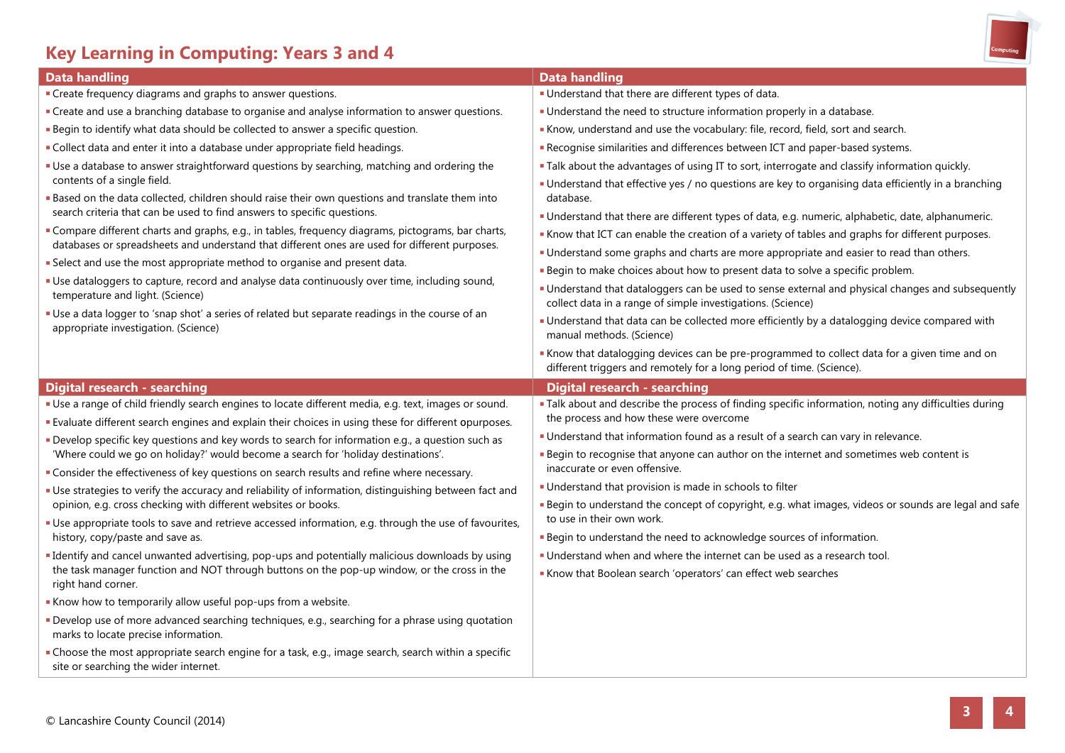# Key Learning in Computing: Years 3 and 4

## Data handling

- Create frequency diagrams and graphs to answer questions.
- Create and use a branching database to organise and analyse information to answer questions.
- Begin to identify what data should be collected to answer a specific question.
- Collect data and enter it into a database under appropriate field headings.
- Use a database to answer straightforward questions by searching, matching and ordering the contents of a single field.
- Based on the data collected, children should raise their own questions and translate them into search criteria that can be used to find answers to specific questions.
- Compare different charts and graphs, e.g., in tables, frequency diagrams, pictograms, bar charts, databases or spreadsheets and understand that different ones are used for different purposes.
- Select and use the most appropriate method to organise and present data.
- Use dataloggers to capture, record and analyse data continuously over time, including sound, temperature and light. (Science)
- Use a data logger to 'snap shot' a series of related but separate readings in the course of an appropriate investigation. (Science)

## Data handling

- Understand that there are different types of data.
- Understand the need to structure information properly in a database.
- Know, understand and use the vocabulary: file, record, field, sort and search.
- Recognise similarities and differences between ICT and paper-based systems.
- Talk about the advantages of using IT to sort, interrogate and classify information quickly.
- Understand that effective yes / no questions are key to organising data efficiently in a branching database.
- Understand that there are different types of data, e.g. numeric, alphabetic, date, alphanumeric.
- Know that ICT can enable the creation of a variety of tables and graphs for different purposes.
- Understand some graphs and charts are more appropriate and easier to read than others.
- Begin to make choices about how to present data to solve a specific problem.
- Understand that dataloggers can be used to sense external and physical changes and subsequently collect data in a range of simple investigations. (Science)
- Understand that data can be collected more efficiently by a datalogging device compared with manual methods. (Science)
- Know that datalogging devices can be pre-programmed to collect data for a given time and on different triggers and remotely for a long period of time. (Science).

## Digital research - searching

- Use a range of child friendly search engines to locate different media, e.g. text, images or sound.
- Evaluate different search engines and explain their choices in using these for different opurposes.
- Develop specific key questions and key words to search for information e.g., a question such as 'Where could we go on holiday?' would become a search for 'holiday destinations'.
- Consider the effectiveness of key questions on search results and refine where necessary.
- Use strategies to verify the accuracy and reliability of information, distinguishing between fact and opinion, e.g. cross checking with different websites or books.
- Use appropriate tools to save and retrieve accessed information, e.g. through the use of favourites, history, copy/paste and save as.
- Identify and cancel unwanted advertising, pop-ups and potentially malicious downloads by using the task manager function and NOT through buttons on the pop-up window, or the cross in the right hand corner.
- Know how to temporarily allow useful pop-ups from a website.
- Develop use of more advanced searching techniques, e.g., searching for a phrase using quotation marks to locate precise information.
- Choose the most appropriate search engine for a task, e.g., image search, search within a specific site or searching the wider internet.

## Digital research - searching

- Talk about and describe the process of finding specific information, noting any difficulties during the process and how these were overcome
- Understand that information found as a result of a search can vary in relevance.
- Begin to recognise that anyone can author on the internet and sometimes web content is inaccurate or even offensive.
- Understand that provision is made in schools to filter
- Begin to understand the concept of copyright, e.g. what images, videos or sounds are legal and safe to use in their own work.
- Begin to understand the need to acknowledge sources of information.
- Understand when and where the internet can be used as a research tool.
- Know that Boolean search 'operators' can effect web searches

© Lancashire County Council (2014)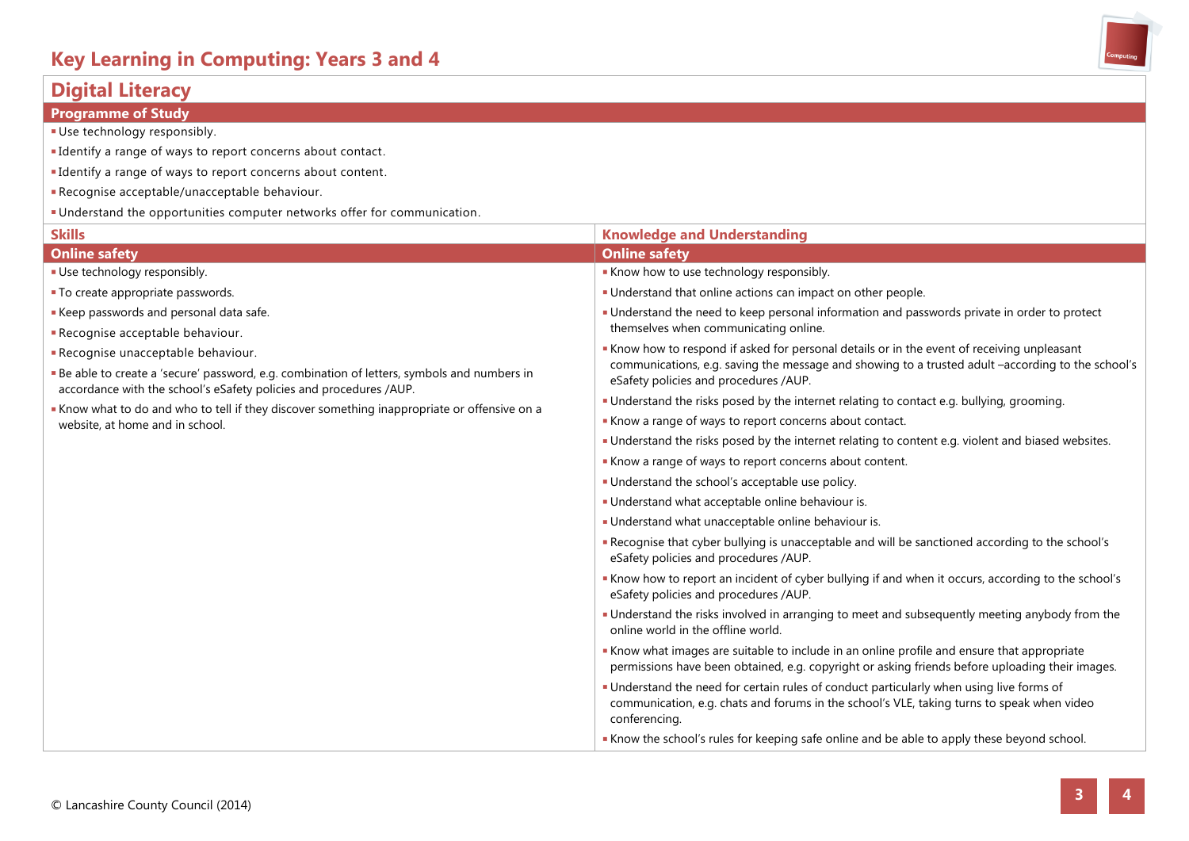# Key Learning in Computing: Years 3 and 4

## Digital Literacy

### Programme of Study

- Use technology responsibly.
- Identify a range of ways to report concerns about contact.
- Identify a range of ways to report concerns about content.
- Recognise acceptable/unacceptable behaviour.
- Understand the opportunities computer networks offer for communication.

### Skills

#### Online safety

- Use technology responsibly.
- To create appropriate passwords.
- Keep passwords and personal data safe.
- Recognise acceptable behaviour.
- Recognise unacceptable behaviour.
- Be able to create a 'secure' password, e.g. combination of letters, symbols and numbers in accordance with the school's eSafety policies and procedures /AUP.
- Know what to do and who to tell if they discover something inappropriate or offensive on a website, at home and in school.

### Knowledge and Understanding

#### Online safety

- Know how to use technology responsibly.
- Understand that online actions can impact on other people.
- Understand the need to keep personal information and passwords private in order to protect themselves when communicating online.
- Know how to respond if asked for personal details or in the event of receiving unpleasant communications, e.g. saving the message and showing to a trusted adult –according to the school's eSafety policies and procedures /AUP.
- Understand the risks posed by the internet relating to contact e.g. bullying, grooming.
- Know a range of ways to report concerns about contact.
- Understand the risks posed by the internet relating to content e.g. violent and biased websites.
- Know a range of ways to report concerns about content.
- Understand the school's acceptable use policy.
- Understand what acceptable online behaviour is.
- Understand what unacceptable online behaviour is.
- Recognise that cyber bullying is unacceptable and will be sanctioned according to the school's eSafety policies and procedures /AUP.
- Know how to report an incident of cyber bullying if and when it occurs, according to the school's eSafety policies and procedures /AUP.
- Understand the risks involved in arranging to meet and subsequently meeting anybody from the online world in the offline world.
- Know what images are suitable to include in an online profile and ensure that appropriate permissions have been obtained, e.g. copyright or asking friends before uploading their images.
- Understand the need for certain rules of conduct particularly when using live forms of communication, e.g. chats and forums in the school's VLE, taking turns to speak when video conferencing.
- Know the school's rules for keeping safe online and be able to apply these beyond school.

© Lancashire County Council (2014)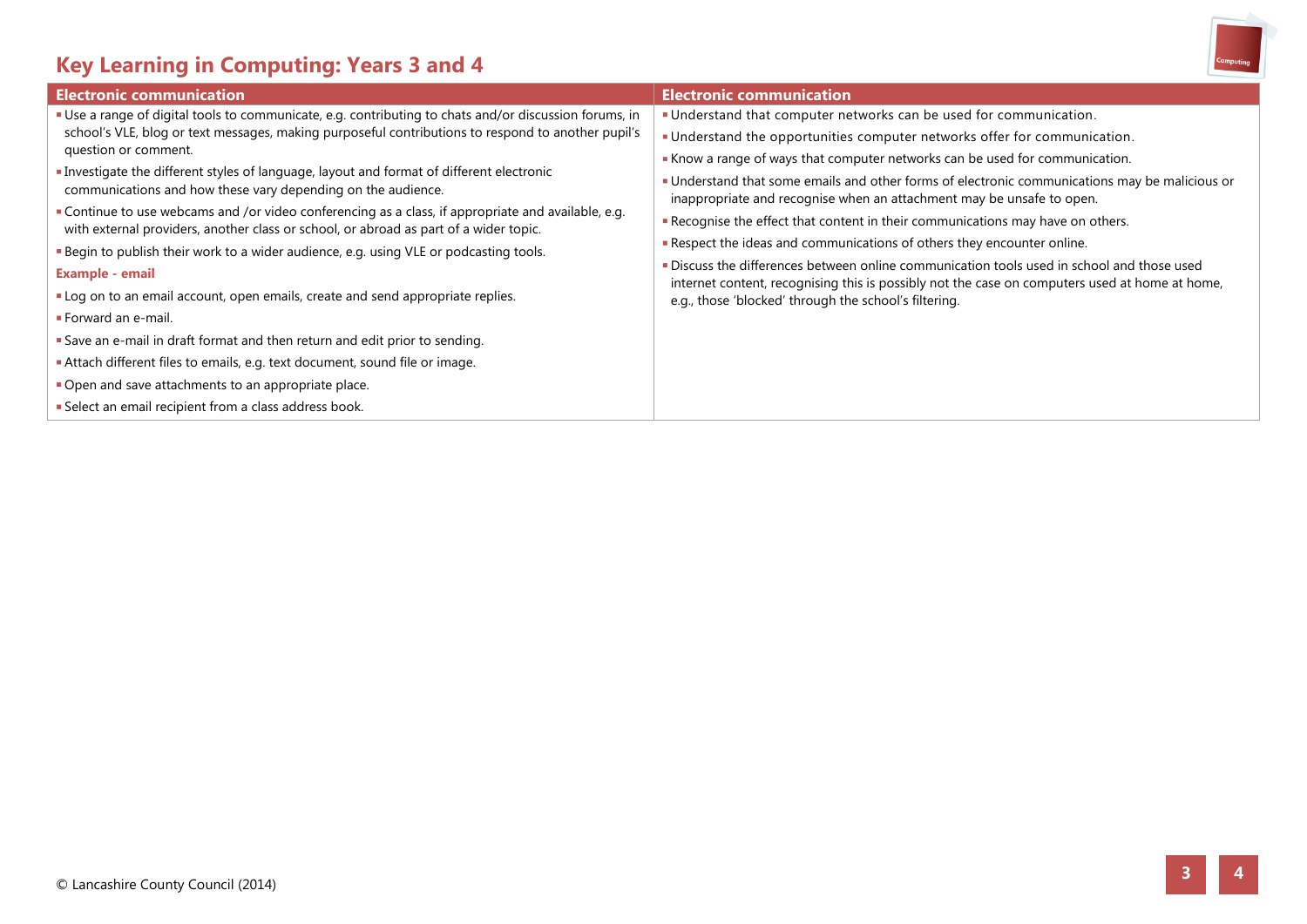# Key Learning in Computing: Years 3 and 4

| Electronic communication | Electronic communication |
| --- | --- |
| ▪ Use a range of digital tools to communicate, e.g. contributing to chats and/or discussion forums, in school's VLE, blog or text messages, making purposeful contributions to respond to another pupil's question or comment.<br>▪ Investigate the different styles of language, layout and format of different electronic communications and how these vary depending on the audience.<br>▪ Continue to use webcams and /or video conferencing as a class, if appropriate and available, e.g. with external providers, another class or school, or abroad as part of a wider topic.<br>▪ Begin to publish their work to a wider audience, e.g. using VLE or podcasting tools.<br>**Example - email**<br>▪ Log on to an email account, open emails, create and send appropriate replies.<br>▪ Forward an e-mail.<br>▪ Save an e-mail in draft format and then return and edit prior to sending.<br>▪ Attach different files to emails, e.g. text document, sound file or image.<br>▪ Open and save attachments to an appropriate place.<br>▪ Select an email recipient from a class address book. | ▪ Understand that computer networks can be used for communication.<br>▪ Understand the opportunities computer networks offer for communication.<br>▪ Know a range of ways that computer networks can be used for communication.<br>▪ Understand that some emails and other forms of electronic communications may be malicious or inappropriate and recognise when an attachment may be unsafe to open.<br>▪ Recognise the effect that content in their communications may have on others.<br>▪ Respect the ideas and communications of others they encounter online.<br>▪ Discuss the differences between online communication tools used in school and those used internet content, recognising this is possibly not the case on computers used at home at home, e.g., those 'blocked' through the school's filtering. |

© Lancashire County Council (2014)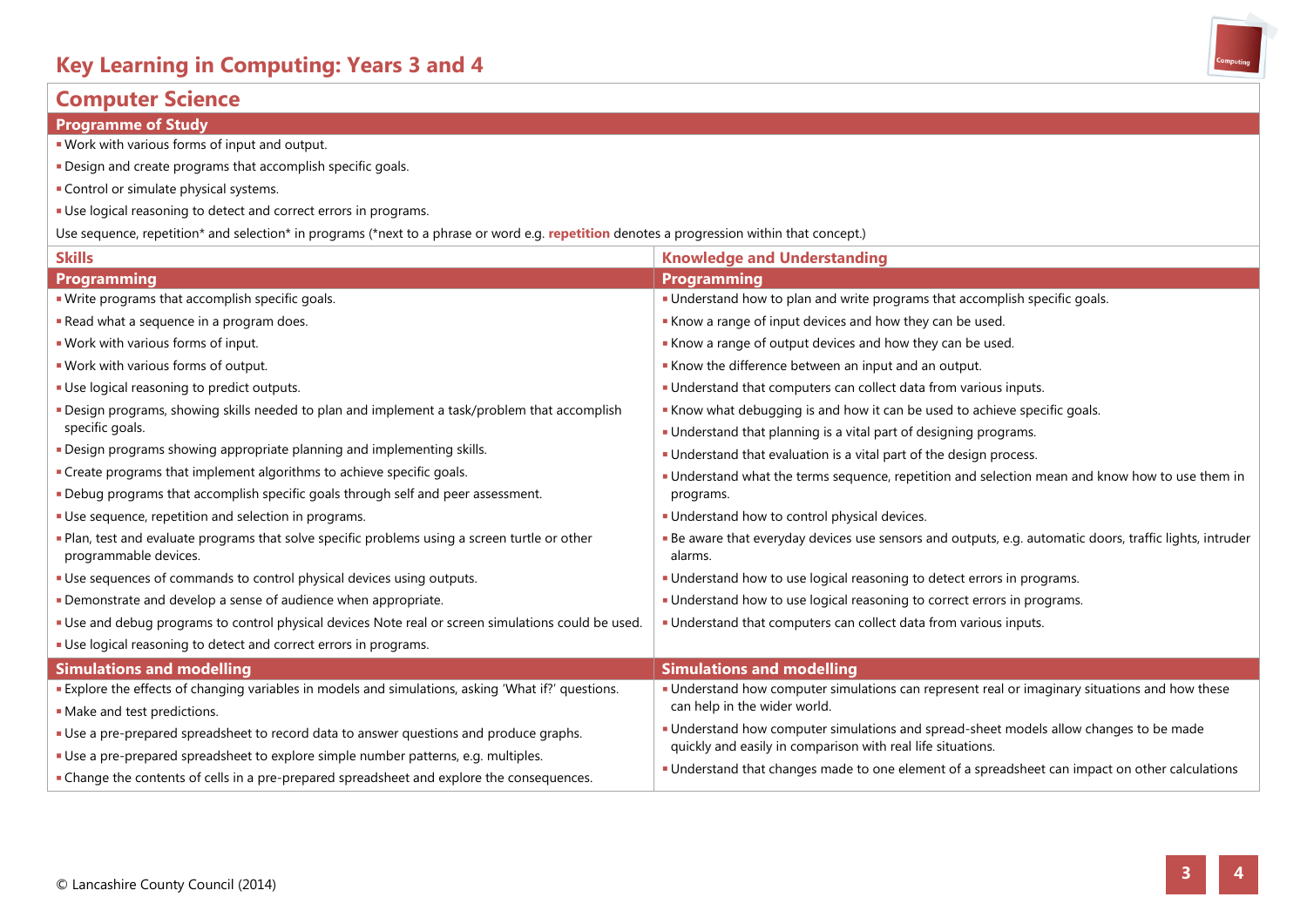# Key Learning in Computing: Years 3 and 4

## Computer Science

### Programme of Study

- Work with various forms of input and output.
- Design and create programs that accomplish specific goals.
- Control or simulate physical systems.
- Use logical reasoning to detect and correct errors in programs.

Use sequence, repetition* and selection* in programs (*next to a phrase or word e.g. **repetition** denotes a progression within that concept.)

| Skills | Knowledge and Understanding |
|---|---|
| **Programming** | **Programming** |
| ▪ Write programs that accomplish specific goals.<br>▪ Read what a sequence in a program does.<br>▪ Work with various forms of input.<br>▪ Work with various forms of output.<br>▪ Use logical reasoning to predict outputs.<br>▪ Design programs, showing skills needed to plan and implement a task/problem that accomplish specific goals.<br>▪ Design programs showing appropriate planning and implementing skills.<br>▪ Create programs that implement algorithms to achieve specific goals.<br>▪ Debug programs that accomplish specific goals through self and peer assessment.<br>▪ Use sequence, repetition and selection in programs.<br>▪ Plan, test and evaluate programs that solve specific problems using a screen turtle or other programmable devices.<br>▪ Use sequences of commands to control physical devices using outputs.<br>▪ Demonstrate and develop a sense of audience when appropriate.<br>▪ Use and debug programs to control physical devices Note real or screen simulations could be used.<br>▪ Use logical reasoning to detect and correct errors in programs. | ▪ Understand how to plan and write programs that accomplish specific goals.<br>▪ Know a range of input devices and how they can be used.<br>▪ Know a range of output devices and how they can be used.<br>▪ Know the difference between an input and an output.<br>▪ Understand that computers can collect data from various inputs.<br>▪ Know what debugging is and how it can be used to achieve specific goals.<br>▪ Understand that planning is a vital part of designing programs.<br>▪ Understand that evaluation is a vital part of the design process.<br>▪ Understand what the terms sequence, repetition and selection mean and know how to use them in programs.<br>▪ Understand how to control physical devices.<br>▪ Be aware that everyday devices use sensors and outputs, e.g. automatic doors, traffic lights, intruder alarms.<br>▪ Understand how to use logical reasoning to detect errors in programs.<br>▪ Understand how to use logical reasoning to correct errors in programs.<br>▪ Understand that computers can collect data from various inputs. |
| **Simulations and modelling** | **Simulations and modelling** |
| ▪ Explore the effects of changing variables in models and simulations, asking 'What if?' questions.<br>▪ Make and test predictions.<br>▪ Use a pre-prepared spreadsheet to record data to answer questions and produce graphs.<br>▪ Use a pre-prepared spreadsheet to explore simple number patterns, e.g. multiples.<br>▪ Change the contents of cells in a pre-prepared spreadsheet and explore the consequences. | ▪ Understand how computer simulations can represent real or imaginary situations and how these can help in the wider world.<br>▪ Understand how computer simulations and spread-sheet models allow changes to be made quickly and easily in comparison with real life situations.<br>▪ Understand that changes made to one element of a spreadsheet can impact on other calculations |

© Lancashire County Council (2014)